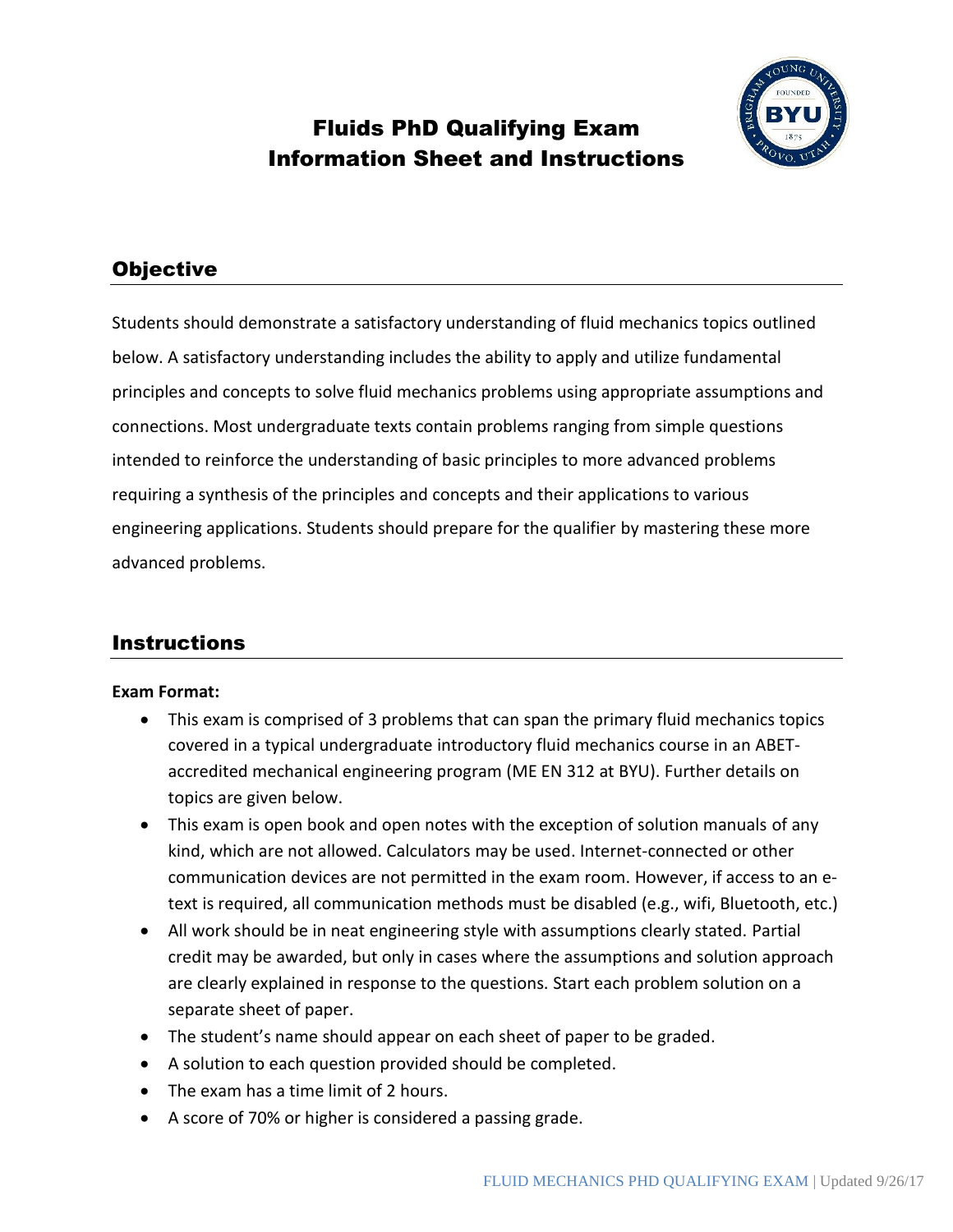# Fluids PhD Qualifying Exam
# Information Sheet and Instructions

## Objective

Students should demonstrate a satisfactory understanding of fluid mechanics topics outlined below. A satisfactory understanding includes the ability to apply and utilize fundamental principles and concepts to solve fluid mechanics problems using appropriate assumptions and connections. Most undergraduate texts contain problems ranging from simple questions intended to reinforce the understanding of basic principles to more advanced problems requiring a synthesis of the principles and concepts and their applications to various engineering applications. Students should prepare for the qualifier by mastering these more advanced problems.

## Instructions

**Exam Format:**

- This exam is comprised of 3 problems that can span the primary fluid mechanics topics covered in a typical undergraduate introductory fluid mechanics course in an ABET-accredited mechanical engineering program (ME EN 312 at BYU). Further details on topics are given below.
- This exam is open book and open notes with the exception of solution manuals of any kind, which are not allowed. Calculators may be used. Internet-connected or other communication devices are not permitted in the exam room. However, if access to an e-text is required, all communication methods must be disabled (e.g., wifi, Bluetooth, etc.)
- All work should be in neat engineering style with assumptions clearly stated. Partial credit may be awarded, but only in cases where the assumptions and solution approach are clearly explained in response to the questions. Start each problem solution on a separate sheet of paper.
- The student's name should appear on each sheet of paper to be graded.
- A solution to each question provided should be completed.
- The exam has a time limit of 2 hours.
- A score of 70% or higher is considered a passing grade.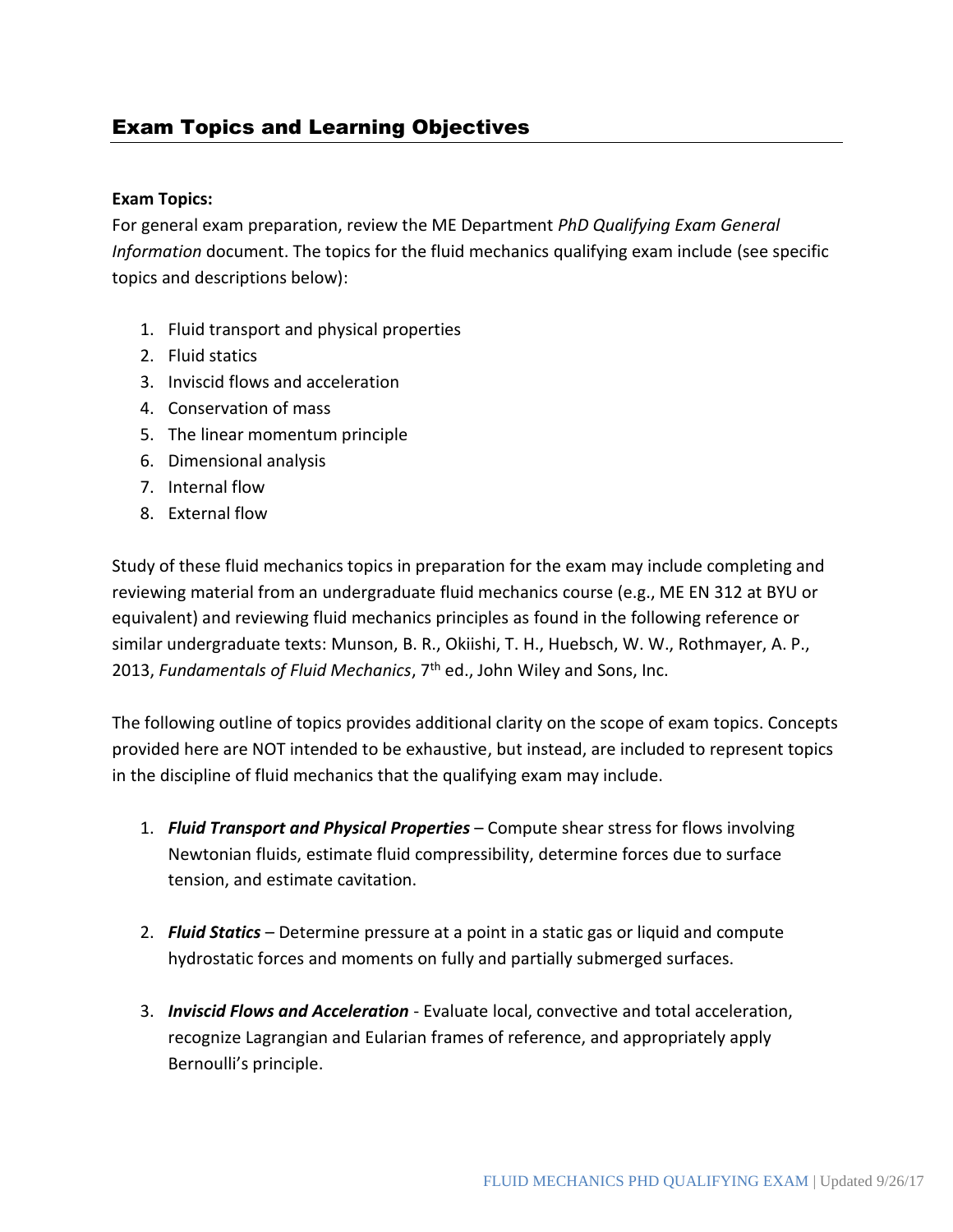## Exam Topics and Learning Objectives

**Exam Topics:**

For general exam preparation, review the ME Department *PhD Qualifying Exam General Information* document. The topics for the fluid mechanics qualifying exam include (see specific topics and descriptions below):

1. Fluid transport and physical properties
2. Fluid statics
3. Inviscid flows and acceleration
4. Conservation of mass
5. The linear momentum principle
6. Dimensional analysis
7. Internal flow
8. External flow

Study of these fluid mechanics topics in preparation for the exam may include completing and reviewing material from an undergraduate fluid mechanics course (e.g., ME EN 312 at BYU or equivalent) and reviewing fluid mechanics principles as found in the following reference or similar undergraduate texts: Munson, B. R., Okiishi, T. H., Huebsch, W. W., Rothmayer, A. P., 2013, *Fundamentals of Fluid Mechanics*, 7th ed., John Wiley and Sons, Inc.

The following outline of topics provides additional clarity on the scope of exam topics. Concepts provided here are NOT intended to be exhaustive, but instead, are included to represent topics in the discipline of fluid mechanics that the qualifying exam may include.

1. ***Fluid Transport and Physical Properties*** – Compute shear stress for flows involving Newtonian fluids, estimate fluid compressibility, determine forces due to surface tension, and estimate cavitation.

2. ***Fluid Statics*** – Determine pressure at a point in a static gas or liquid and compute hydrostatic forces and moments on fully and partially submerged surfaces.

3. ***Inviscid Flows and Acceleration*** - Evaluate local, convective and total acceleration, recognize Lagrangian and Eularian frames of reference, and appropriately apply Bernoulli's principle.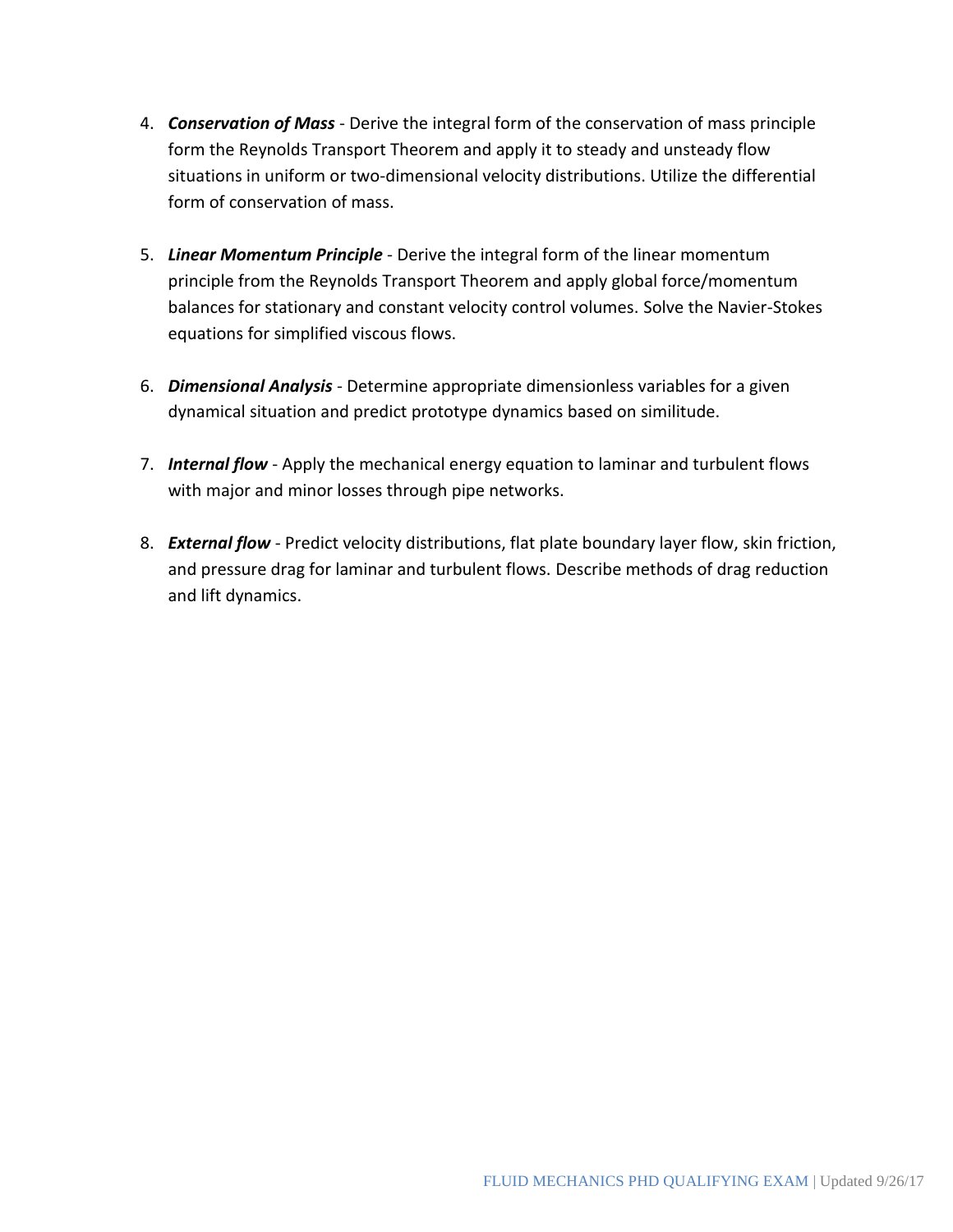4. ***Conservation of Mass*** - Derive the integral form of the conservation of mass principle form the Reynolds Transport Theorem and apply it to steady and unsteady flow situations in uniform or two-dimensional velocity distributions. Utilize the differential form of conservation of mass.

5. ***Linear Momentum Principle*** - Derive the integral form of the linear momentum principle from the Reynolds Transport Theorem and apply global force/momentum balances for stationary and constant velocity control volumes. Solve the Navier-Stokes equations for simplified viscous flows.

6. ***Dimensional Analysis*** - Determine appropriate dimensionless variables for a given dynamical situation and predict prototype dynamics based on similitude.

7. ***Internal flow*** - Apply the mechanical energy equation to laminar and turbulent flows with major and minor losses through pipe networks.

8. ***External flow*** - Predict velocity distributions, flat plate boundary layer flow, skin friction, and pressure drag for laminar and turbulent flows. Describe methods of drag reduction and lift dynamics.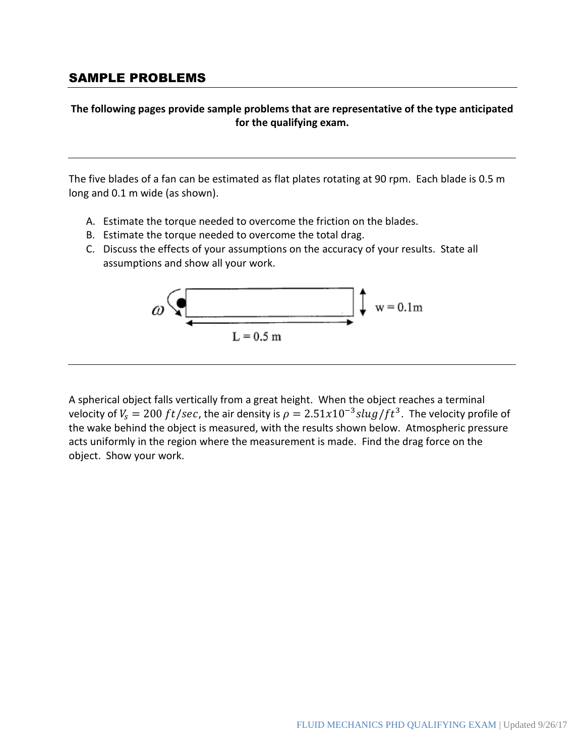## SAMPLE PROBLEMS

**The following pages provide sample problems that are representative of the type anticipated for the qualifying exam.**

---

The five blades of a fan can be estimated as flat plates rotating at 90 rpm. Each blade is 0.5 m long and 0.1 m wide (as shown).

A. Estimate the torque needed to overcome the friction on the blades.
B. Estimate the torque needed to overcome the total drag.
C. Discuss the effects of your assumptions on the accuracy of your results. State all assumptions and show all your work.

$\omega$ &nbsp;&nbsp; $L = 0.5$ m &nbsp;&nbsp; $w = 0.1$m

---

A spherical object falls vertically from a great height. When the object reaches a terminal velocity of $V_s = 200\ ft/sec$, the air density is $\rho = 2.51x10^{-3} slug/ft^3$. The velocity profile of the wake behind the object is measured, with the results shown below. Atmospheric pressure acts uniformly in the region where the measurement is made. Find the drag force on the object. Show your work.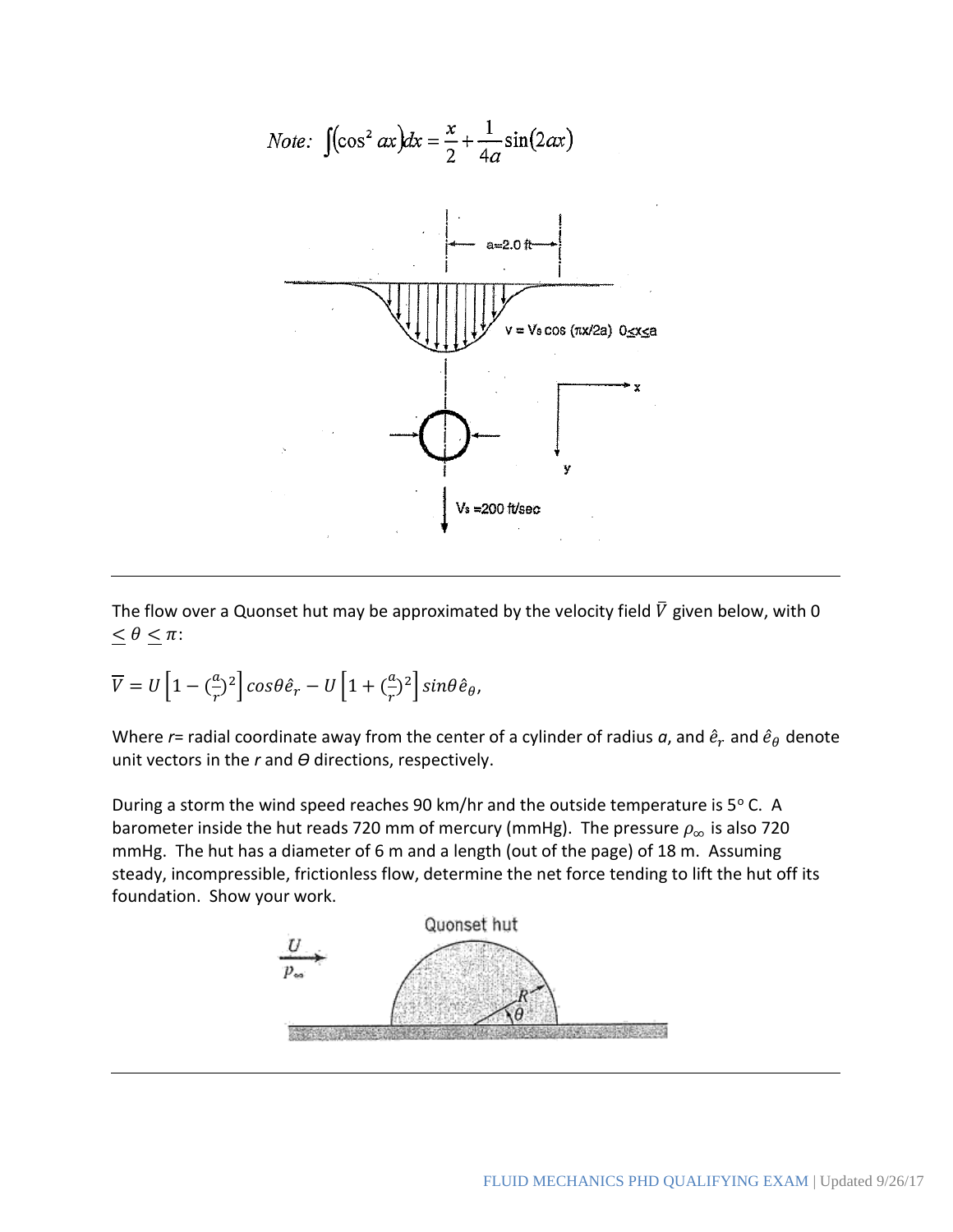*Note:* $\int(\cos^2 ax)dx = \frac{x}{2} + \frac{1}{4a}\sin(2ax)$

---

The flow over a Quonset hut may be approximated by the velocity field $\bar{V}$ given below, with $0 \leq \theta \leq \pi$:

$$\bar{V} = U\left[1 - (\tfrac{a}{r})^2\right]\cos\theta\,\hat{e}_r - U\left[1 + (\tfrac{a}{r})^2\right]\sin\theta\,\hat{e}_\theta,$$

Where *r*= radial coordinate away from the center of a cylinder of radius *a*, and $\hat{e}_r$ and $\hat{e}_\theta$ denote unit vectors in the *r* and *Θ* directions, respectively.

During a storm the wind speed reaches 90 km/hr and the outside temperature is 5° C. A barometer inside the hut reads 720 mm of mercury (mmHg). The pressure $\rho_\infty$ is also 720 mmHg. The hut has a diameter of 6 m and a length (out of the page) of 18 m. Assuming steady, incompressible, frictionless flow, determine the net force tending to lift the hut off its foundation. Show your work.

---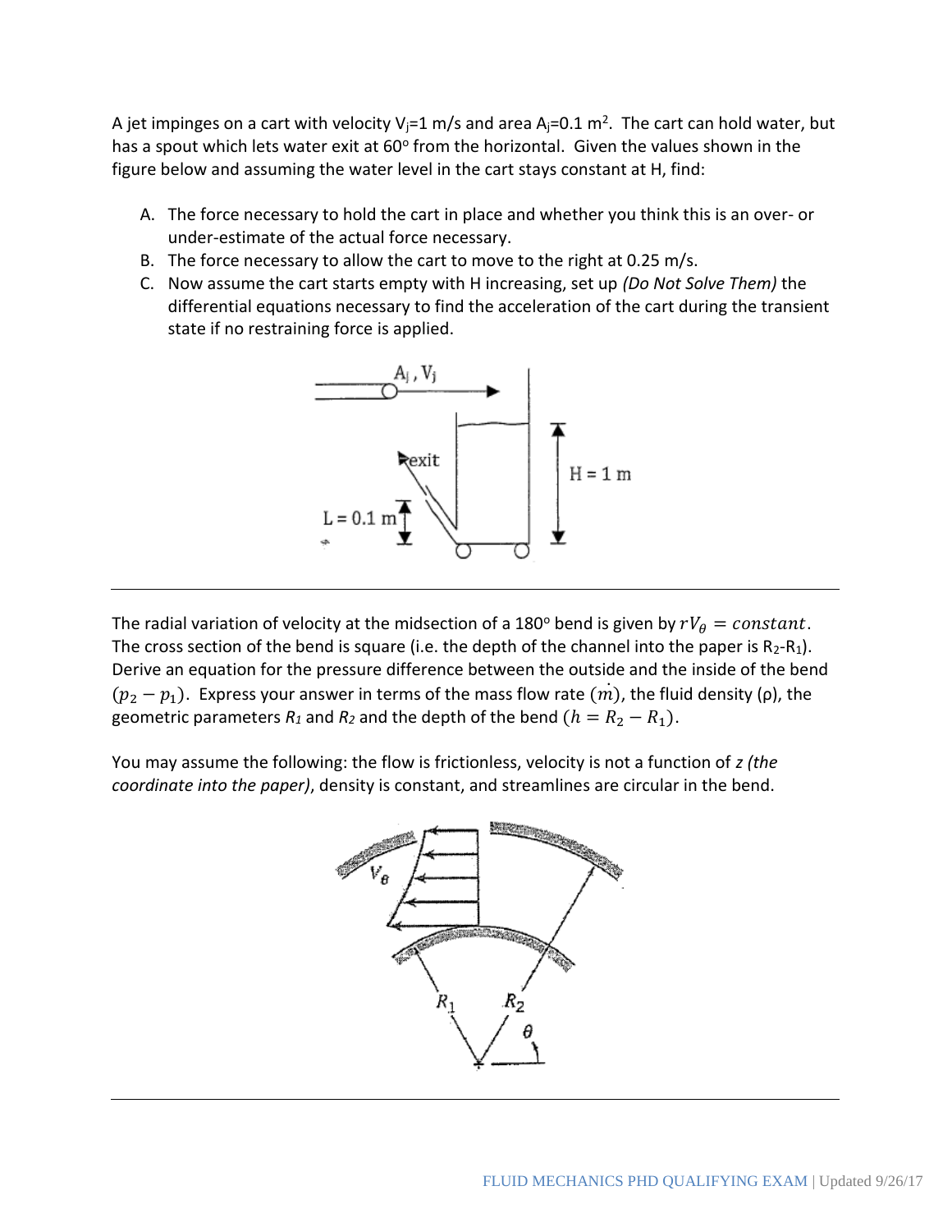A jet impinges on a cart with velocity $V_j$=1 m/s and area $A_j$=0.1 m$^2$. The cart can hold water, but has a spout which lets water exit at 60$^o$ from the horizontal. Given the values shown in the figure below and assuming the water level in the cart stays constant at H, find:

A. The force necessary to hold the cart in place and whether you think this is an over- or under-estimate of the actual force necessary.
B. The force necessary to allow the cart to move to the right at 0.25 m/s.
C. Now assume the cart starts empty with H increasing, set up *(Do Not Solve Them)* the differential equations necessary to find the acceleration of the cart during the transient state if no restraining force is applied.

---

The radial variation of velocity at the midsection of a 180$^o$ bend is given by $rV_\theta = constant$. The cross section of the bend is square (i.e. the depth of the channel into the paper is $R_2$-$R_1$). Derive an equation for the pressure difference between the outside and the inside of the bend $(p_2 - p_1)$. Express your answer in terms of the mass flow rate $(\dot{m})$, the fluid density (ρ), the geometric parameters $R_1$ and $R_2$ and the depth of the bend $(h = R_2 - R_1)$.

You may assume the following: the flow is frictionless, velocity is not a function of *z (the coordinate into the paper)*, density is constant, and streamlines are circular in the bend.

---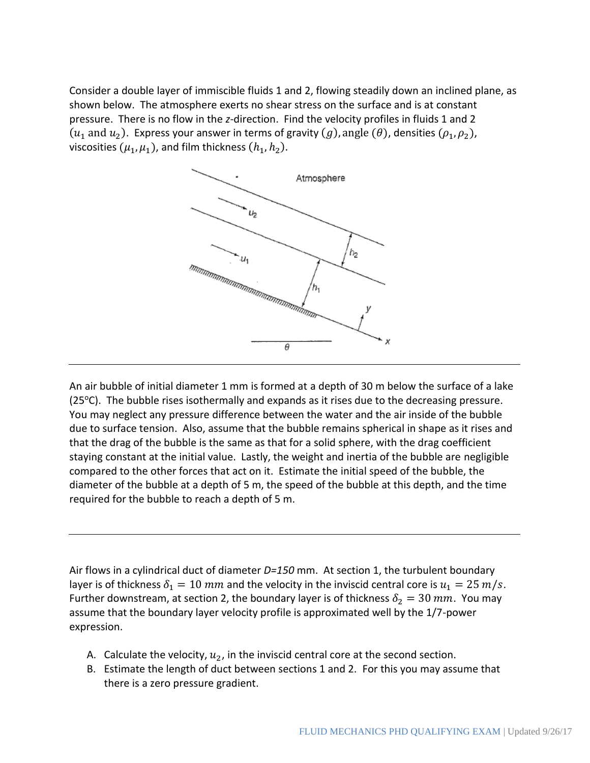Consider a double layer of immiscible fluids 1 and 2, flowing steadily down an inclined plane, as shown below. The atmosphere exerts no shear stress on the surface and is at constant pressure. There is no flow in the *z*-direction. Find the velocity profiles in fluids 1 and 2 ($u_1$ and $u_2$). Express your answer in terms of gravity $(g)$, angle $(\theta)$, densities $(\rho_1, \rho_2)$, viscosities $(\mu_1, \mu_1)$, and film thickness $(h_1, h_2)$.

---

An air bubble of initial diameter 1 mm is formed at a depth of 30 m below the surface of a lake (25°C). The bubble rises isothermally and expands as it rises due to the decreasing pressure. You may neglect any pressure difference between the water and the air inside of the bubble due to surface tension. Also, assume that the bubble remains spherical in shape as it rises and that the drag of the bubble is the same as that for a solid sphere, with the drag coefficient staying constant at the initial value. Lastly, the weight and inertia of the bubble are negligible compared to the other forces that act on it. Estimate the initial speed of the bubble, the diameter of the bubble at a depth of 5 m, the speed of the bubble at this depth, and the time required for the bubble to reach a depth of 5 m.

---

Air flows in a cylindrical duct of diameter *D=150* mm. At section 1, the turbulent boundary layer is of thickness $\delta_1 = 10\ mm$ and the velocity in the inviscid central core is $u_1 = 25\ m/s$. Further downstream, at section 2, the boundary layer is of thickness $\delta_2 = 30\ mm$. You may assume that the boundary layer velocity profile is approximated well by the 1/7-power expression.

A. Calculate the velocity, $u_2$, in the inviscid central core at the second section.
B. Estimate the length of duct between sections 1 and 2. For this you may assume that there is a zero pressure gradient.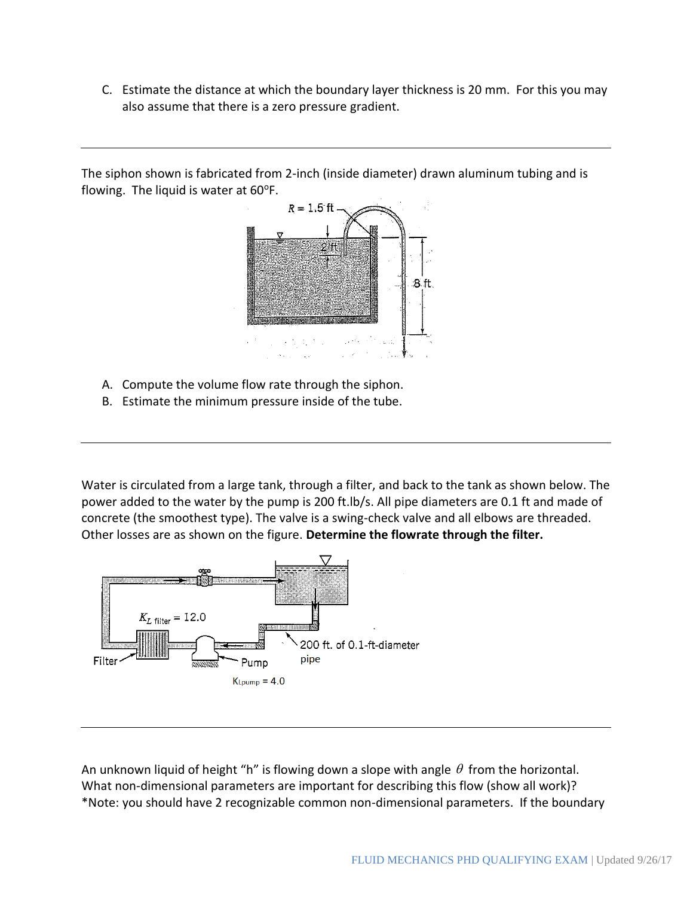C. Estimate the distance at which the boundary layer thickness is 20 mm. For this you may also assume that there is a zero pressure gradient.

---

The siphon shown is fabricated from 2-inch (inside diameter) drawn aluminum tubing and is flowing. The liquid is water at 60°F.

A. Compute the volume flow rate through the siphon.
B. Estimate the minimum pressure inside of the tube.

---

Water is circulated from a large tank, through a filter, and back to the tank as shown below. The power added to the water by the pump is 200 ft.lb/s. All pipe diameters are 0.1 ft and made of concrete (the smoothest type). The valve is a swing-check valve and all elbows are threaded. Other losses are as shown on the figure. **Determine the flowrate through the filter.**

---

An unknown liquid of height "h" is flowing down a slope with angle $\theta$ from the horizontal. What non-dimensional parameters are important for describing this flow (show all work)? *Note: you should have 2 recognizable common non-dimensional parameters. If the boundary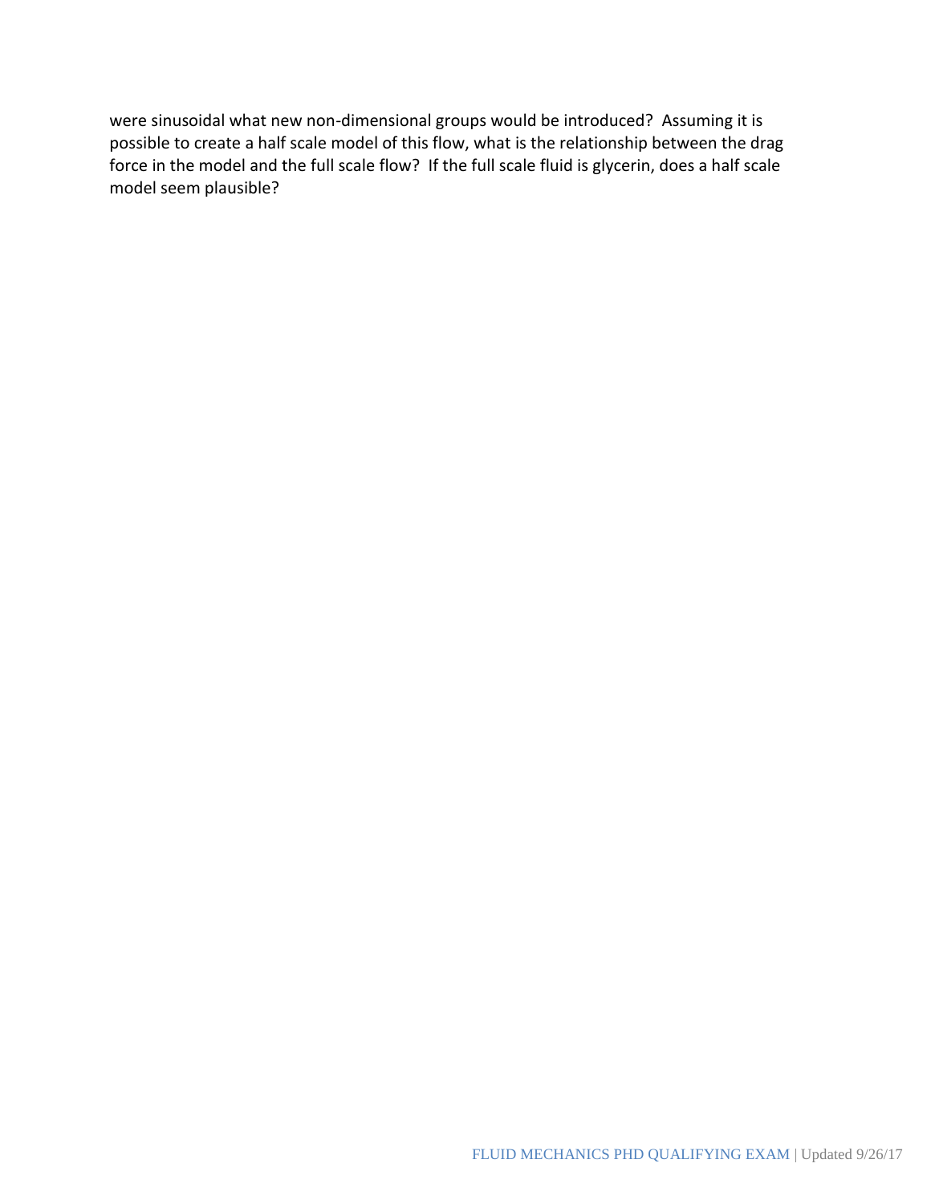were sinusoidal what new non-dimensional groups would be introduced? Assuming it is possible to create a half scale model of this flow, what is the relationship between the drag force in the model and the full scale flow? If the full scale fluid is glycerin, does a half scale model seem plausible?